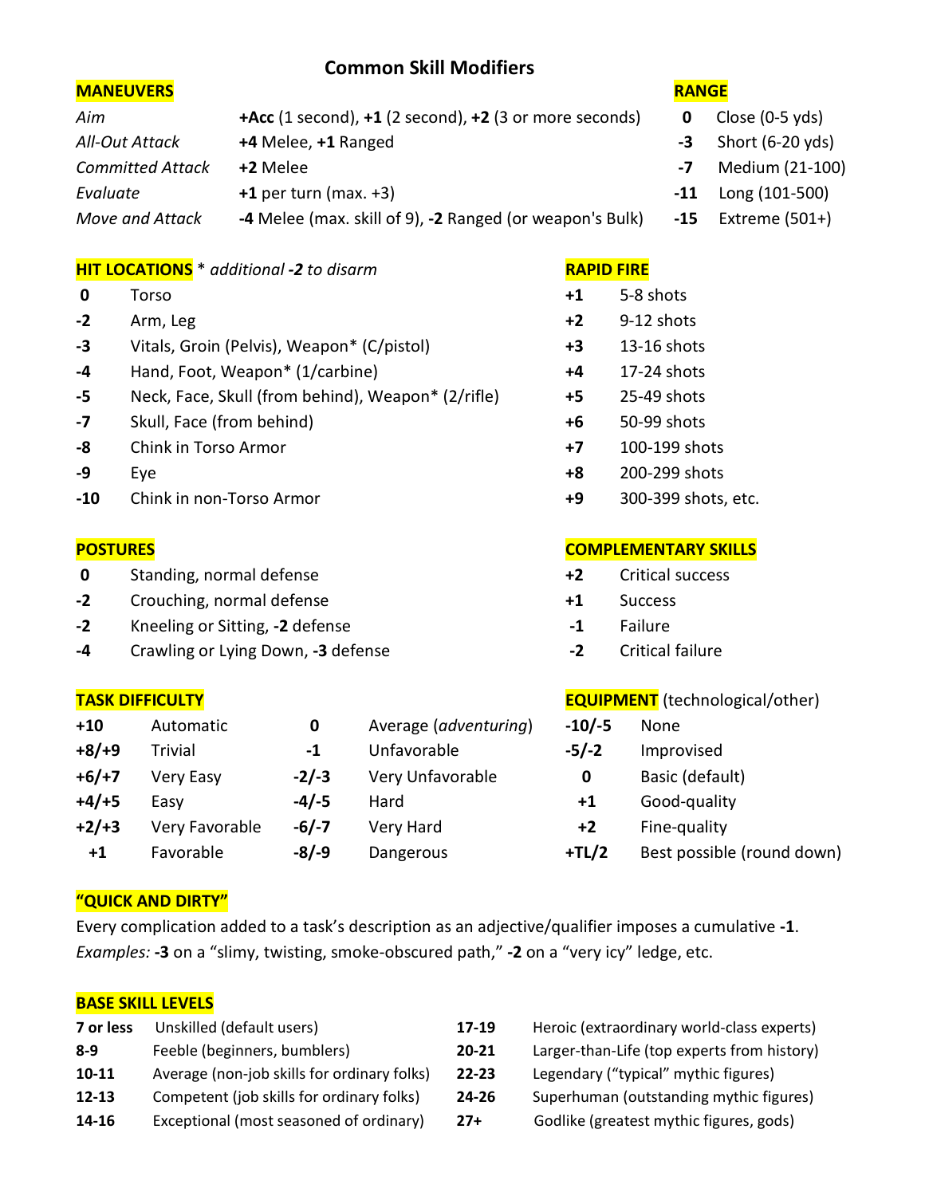# Common Skill Modifiers

## MANEUVERS

| | |
|---|---|
| *Aim* | **+Acc** (1 second), **+1** (2 second), **+2** (3 or more seconds) |
| *All-Out Attack* | **+4** Melee, **+1** Ranged |
| *Committed Attack* | **+2** Melee |
| *Evaluate* | **+1** per turn (max. +3) |
| *Move and Attack* | **-4** Melee (max. skill of 9), **-2** Ranged (or weapon's Bulk) |

## RANGE

| | |
|---|---|
| **0** | Close (0-5 yds) |
| **-3** | Short (6-20 yds) |
| **-7** | Medium (21-100) |
| **-11** | Long (101-500) |
| **-15** | Extreme (501+) |

## HIT LOCATIONS * *additional* ***-2*** *to disarm*

| | |
|---|---|
| **0** | Torso |
| **-2** | Arm, Leg |
| **-3** | Vitals, Groin (Pelvis), Weapon* (C/pistol) |
| **-4** | Hand, Foot, Weapon* (1/carbine) |
| **-5** | Neck, Face, Skull (from behind), Weapon* (2/rifle) |
| **-7** | Skull, Face (from behind) |
| **-8** | Chink in Torso Armor |
| **-9** | Eye |
| **-10** | Chink in non-Torso Armor |

## RAPID FIRE

| | |
|---|---|
| **+1** | 5-8 shots |
| **+2** | 9-12 shots |
| **+3** | 13-16 shots |
| **+4** | 17-24 shots |
| **+5** | 25-49 shots |
| **+6** | 50-99 shots |
| **+7** | 100-199 shots |
| **+8** | 200-299 shots |
| **+9** | 300-399 shots, etc. |

## POSTURES

| | |
|---|---|
| **0** | Standing, normal defense |
| **-2** | Crouching, normal defense |
| **-2** | Kneeling or Sitting, **-2** defense |
| **-4** | Crawling or Lying Down, **-3** defense |

## COMPLEMENTARY SKILLS

| | |
|---|---|
| **+2** | Critical success |
| **+1** | Success |
| **-1** | Failure |
| **-2** | Critical failure |

## TASK DIFFICULTY

| | | | |
|---|---|---|---|
| **+10** | Automatic | **0** | Average (*adventuring*) |
| **+8/+9** | Trivial | **-1** | Unfavorable |
| **+6/+7** | Very Easy | **-2/-3** | Very Unfavorable |
| **+4/+5** | Easy | **-4/-5** | Hard |
| **+2/+3** | Very Favorable | **-6/-7** | Very Hard |
| **+1** | Favorable | **-8/-9** | Dangerous |

## EQUIPMENT (technological/other)

| | |
|---|---|
| **-10/-5** | None |
| **-5/-2** | Improvised |
| **0** | Basic (default) |
| **+1** | Good-quality |
| **+2** | Fine-quality |
| **+TL/2** | Best possible (round down) |

## "QUICK AND DIRTY"

Every complication added to a task's description as an adjective/qualifier imposes a cumulative **-1**. *Examples:* **-3** on a "slimy, twisting, smoke-obscured path," **-2** on a "very icy" ledge, etc.

## BASE SKILL LEVELS

| | | | |
|---|---|---|---|
| **7 or less** | Unskilled (default users) | **17-19** | Heroic (extraordinary world-class experts) |
| **8-9** | Feeble (beginners, bumblers) | **20-21** | Larger-than-Life (top experts from history) |
| **10-11** | Average (non-job skills for ordinary folks) | **22-23** | Legendary ("typical" mythic figures) |
| **12-13** | Competent (job skills for ordinary folks) | **24-26** | Superhuman (outstanding mythic figures) |
| **14-16** | Exceptional (most seasoned of ordinary) | **27+** | Godlike (greatest mythic figures, gods) |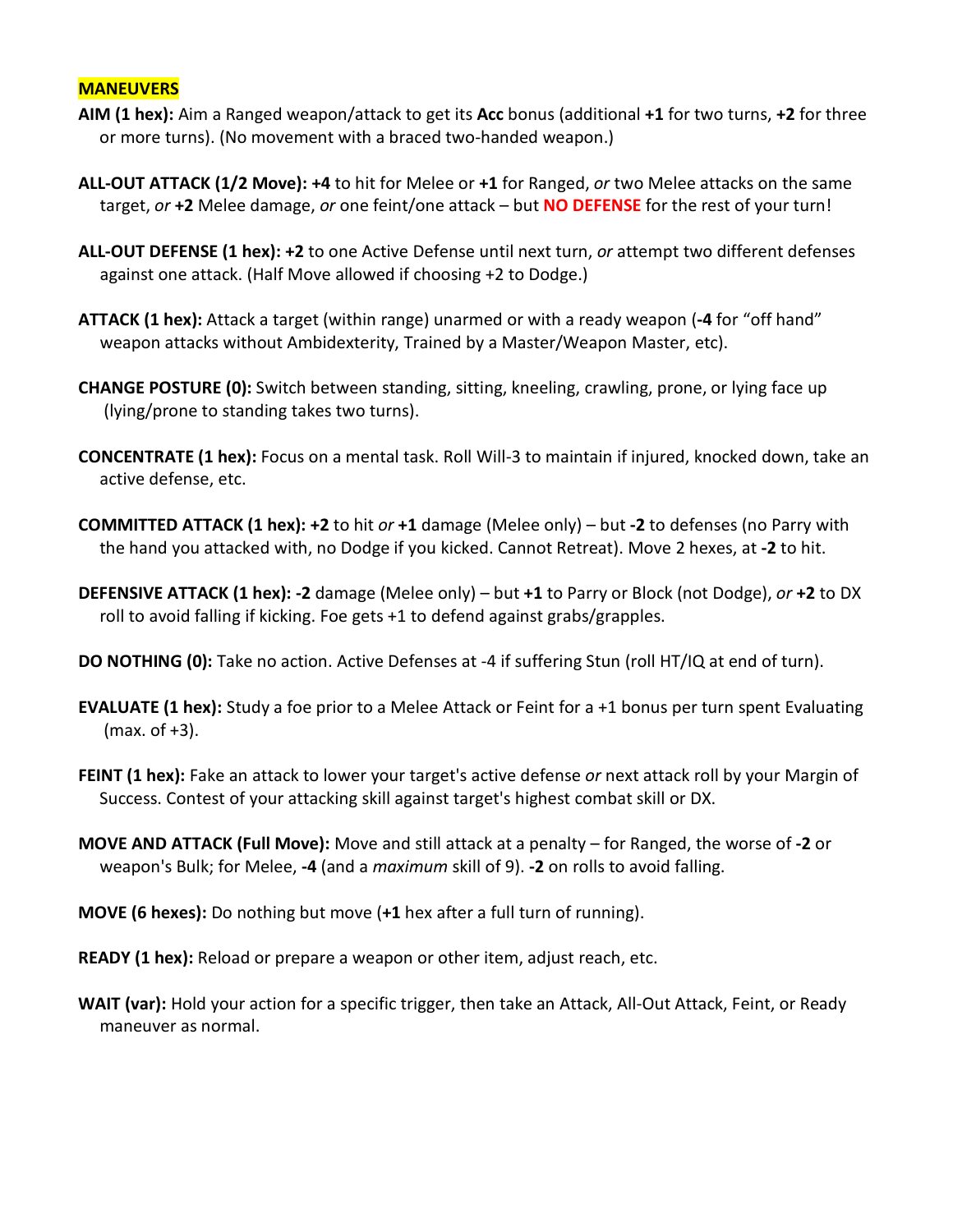## MANEUVERS

**AIM (1 hex):** Aim a Ranged weapon/attack to get its **Acc** bonus (additional **+1** for two turns, **+2** for three or more turns). (No movement with a braced two-handed weapon.)

**ALL-OUT ATTACK (1/2 Move):** **+4** to hit for Melee or **+1** for Ranged, *or* two Melee attacks on the same target, *or* **+2** Melee damage, *or* one feint/one attack – but **NO DEFENSE** for the rest of your turn!

**ALL-OUT DEFENSE (1 hex):** **+2** to one Active Defense until next turn, *or* attempt two different defenses against one attack. (Half Move allowed if choosing +2 to Dodge.)

**ATTACK (1 hex):** Attack a target (within range) unarmed or with a ready weapon (**-4** for "off hand" weapon attacks without Ambidexterity, Trained by a Master/Weapon Master, etc).

**CHANGE POSTURE (0):** Switch between standing, sitting, kneeling, crawling, prone, or lying face up (lying/prone to standing takes two turns).

**CONCENTRATE (1 hex):** Focus on a mental task. Roll Will-3 to maintain if injured, knocked down, take an active defense, etc.

**COMMITTED ATTACK (1 hex):** **+2** to hit *or* **+1** damage (Melee only) – but **-2** to defenses (no Parry with the hand you attacked with, no Dodge if you kicked. Cannot Retreat). Move 2 hexes, at **-2** to hit.

**DEFENSIVE ATTACK (1 hex):** **-2** damage (Melee only) – but **+1** to Parry or Block (not Dodge), *or* **+2** to DX roll to avoid falling if kicking. Foe gets +1 to defend against grabs/grapples.

**DO NOTHING (0):** Take no action. Active Defenses at -4 if suffering Stun (roll HT/IQ at end of turn).

**EVALUATE (1 hex):** Study a foe prior to a Melee Attack or Feint for a +1 bonus per turn spent Evaluating (max. of +3).

**FEINT (1 hex):** Fake an attack to lower your target's active defense *or* next attack roll by your Margin of Success. Contest of your attacking skill against target's highest combat skill or DX.

**MOVE AND ATTACK (Full Move):** Move and still attack at a penalty – for Ranged, the worse of **-2** or weapon's Bulk; for Melee, **-4** (and a *maximum* skill of 9). **-2** on rolls to avoid falling.

**MOVE (6 hexes):** Do nothing but move (**+1** hex after a full turn of running).

**READY (1 hex):** Reload or prepare a weapon or other item, adjust reach, etc.

**WAIT (var):** Hold your action for a specific trigger, then take an Attack, All-Out Attack, Feint, or Ready maneuver as normal.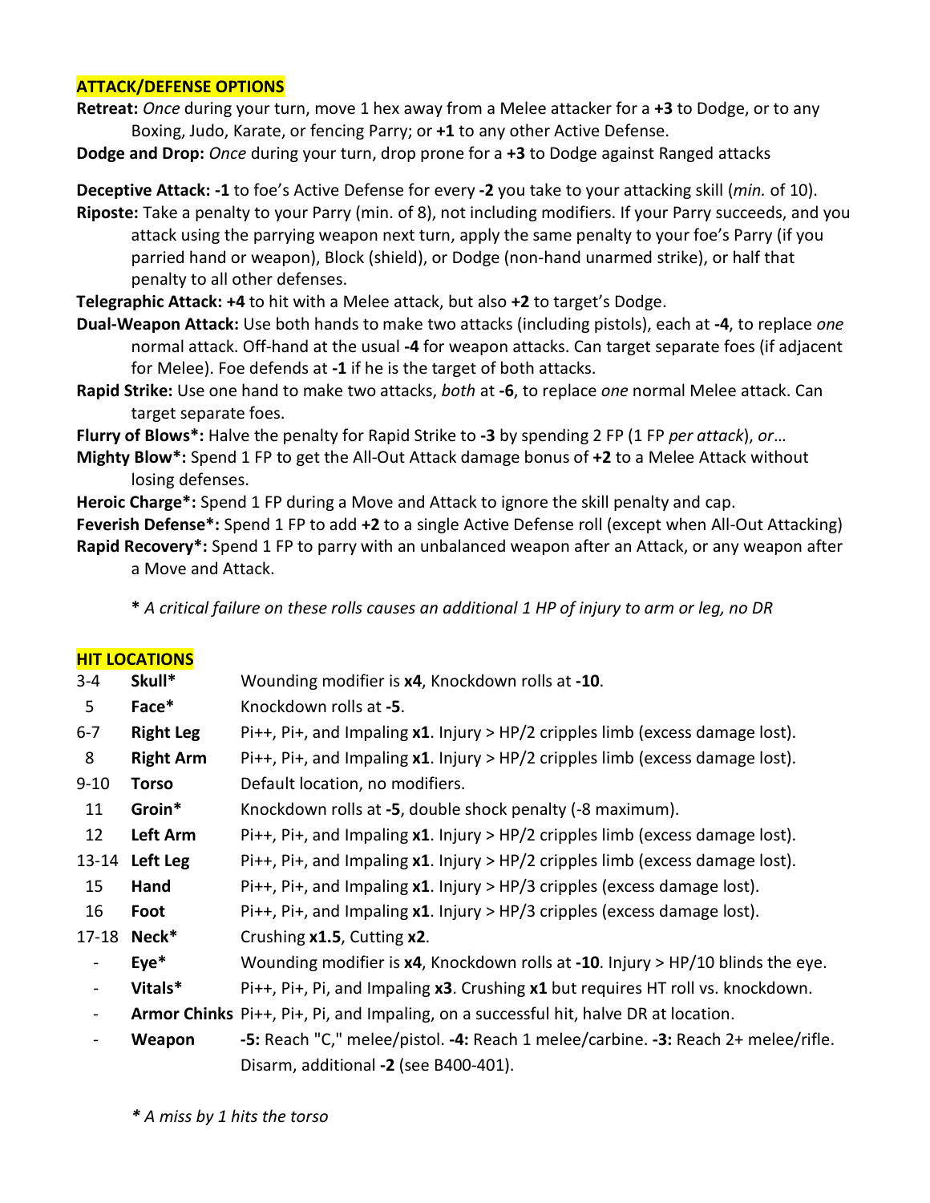## ATTACK/DEFENSE OPTIONS

**Retreat:** *Once* during your turn, move 1 hex away from a Melee attacker for a **+3** to Dodge, or to any Boxing, Judo, Karate, or fencing Parry; or **+1** to any other Active Defense.

**Dodge and Drop:** *Once* during your turn, drop prone for a **+3** to Dodge against Ranged attacks

**Deceptive Attack: -1** to foe's Active Defense for every **-2** you take to your attacking skill (*min.* of 10).

**Riposte:** Take a penalty to your Parry (min. of 8), not including modifiers. If your Parry succeeds, and you attack using the parrying weapon next turn, apply the same penalty to your foe's Parry (if you parried hand or weapon), Block (shield), or Dodge (non-hand unarmed strike), or half that penalty to all other defenses.

**Telegraphic Attack: +4** to hit with a Melee attack, but also **+2** to target's Dodge.

**Dual-Weapon Attack:** Use both hands to make two attacks (including pistols), each at **-4**, to replace *one* normal attack. Off-hand at the usual **-4** for weapon attacks. Can target separate foes (if adjacent for Melee). Foe defends at **-1** if he is the target of both attacks.

**Rapid Strike:** Use one hand to make two attacks, *both* at **-6**, to replace *one* normal Melee attack. Can target separate foes.

**Flurry of Blows*:** Halve the penalty for Rapid Strike to **-3** by spending 2 FP (1 FP *per attack*), *or*…

**Mighty Blow*:** Spend 1 FP to get the All-Out Attack damage bonus of **+2** to a Melee Attack without losing defenses.

**Heroic Charge*:** Spend 1 FP during a Move and Attack to ignore the skill penalty and cap.

**Feverish Defense*:** Spend 1 FP to add **+2** to a single Active Defense roll (except when All-Out Attacking)

**Rapid Recovery*:** Spend 1 FP to parry with an unbalanced weapon after an Attack, or any weapon after a Move and Attack.

***** *A critical failure on these rolls causes an additional 1 HP of injury to arm or leg, no DR*

## HIT LOCATIONS

| | | |
|---|---|---|
| 3-4 | **Skull*** | Wounding modifier is **x4**, Knockdown rolls at **-10**. |
| 5 | **Face*** | Knockdown rolls at **-5**. |
| 6-7 | **Right Leg** | Pi++, Pi+, and Impaling **x1**. Injury > HP/2 cripples limb (excess damage lost). |
| 8 | **Right Arm** | Pi++, Pi+, and Impaling **x1**. Injury > HP/2 cripples limb (excess damage lost). |
| 9-10 | **Torso** | Default location, no modifiers. |
| 11 | **Groin*** | Knockdown rolls at **-5**, double shock penalty (-8 maximum). |
| 12 | **Left Arm** | Pi++, Pi+, and Impaling **x1**. Injury > HP/2 cripples limb (excess damage lost). |
| 13-14 | **Left Leg** | Pi++, Pi+, and Impaling **x1**. Injury > HP/2 cripples limb (excess damage lost). |
| 15 | **Hand** | Pi++, Pi+, and Impaling **x1**. Injury > HP/3 cripples (excess damage lost). |
| 16 | **Foot** | Pi++, Pi+, and Impaling **x1**. Injury > HP/3 cripples (excess damage lost). |
| 17-18 | **Neck*** | Crushing **x1.5**, Cutting **x2**. |
| - | **Eye*** | Wounding modifier is **x4**, Knockdown rolls at **-10**. Injury > HP/10 blinds the eye. |
| - | **Vitals*** | Pi++, Pi+, Pi, and Impaling **x3**. Crushing **x1** but requires HT roll vs. knockdown. |
| - | **Armor Chinks** | Pi++, Pi+, Pi, and Impaling, on a successful hit, halve DR at location. |
| - | **Weapon** | **-5:** Reach "C," melee/pistol. **-4:** Reach 1 melee/carbine. **-3:** Reach 2+ melee/rifle. Disarm, additional **-2** (see B400-401). |

***** *A miss by 1 hits the torso*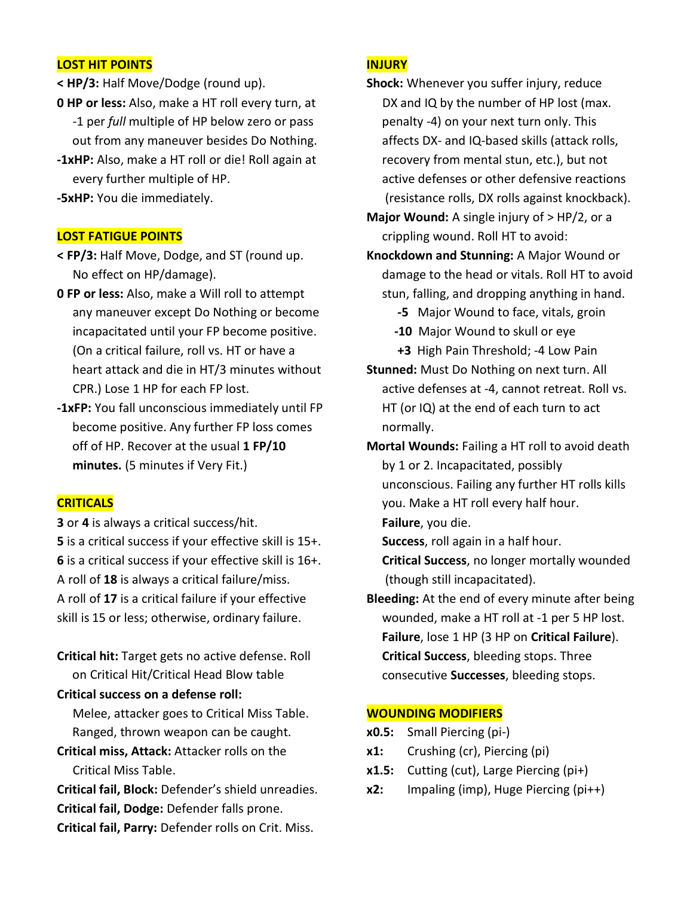## LOST HIT POINTS

**< HP/3:** Half Move/Dodge (round up).

**0 HP or less:** Also, make a HT roll every turn, at -1 per *full* multiple of HP below zero or pass out from any maneuver besides Do Nothing.

**-1xHP:** Also, make a HT roll or die! Roll again at every further multiple of HP.

**-5xHP:** You die immediately.

## LOST FATIGUE POINTS

**< FP/3:** Half Move, Dodge, and ST (round up. No effect on HP/damage).

**0 FP or less:** Also, make a Will roll to attempt any maneuver except Do Nothing or become incapacitated until your FP become positive. (On a critical failure, roll vs. HT or have a heart attack and die in HT/3 minutes without CPR.) Lose 1 HP for each FP lost.

**-1xFP:** You fall unconscious immediately until FP become positive. Any further FP loss comes off of HP. Recover at the usual **1 FP/10 minutes.** (5 minutes if Very Fit.)

## CRITICALS

**3** or **4** is always a critical success/hit.
**5** is a critical success if your effective skill is 15+.
**6** is a critical success if your effective skill is 16+.
A roll of **18** is always a critical failure/miss.
A roll of **17** is a critical failure if your effective skill is 15 or less; otherwise, ordinary failure.

**Critical hit:** Target gets no active defense. Roll on Critical Hit/Critical Head Blow table

**Critical success on a defense roll:**
Melee, attacker goes to Critical Miss Table.
Ranged, thrown weapon can be caught.

**Critical miss, Attack:** Attacker rolls on the Critical Miss Table.

**Critical fail, Block:** Defender's shield unreadies.

**Critical fail, Dodge:** Defender falls prone.

**Critical fail, Parry:** Defender rolls on Crit. Miss.

## INJURY

**Shock:** Whenever you suffer injury, reduce DX and IQ by the number of HP lost (max. penalty -4) on your next turn only. This affects DX- and IQ-based skills (attack rolls, recovery from mental stun, etc.), but not active defenses or other defensive reactions (resistance rolls, DX rolls against knockback).

**Major Wound:** A single injury of > HP/2, or a crippling wound. Roll HT to avoid:

**Knockdown and Stunning:** A Major Wound or damage to the head or vitals. Roll HT to avoid stun, falling, and dropping anything in hand.
- **-5** Major Wound to face, vitals, groin
- **-10** Major Wound to skull or eye
- **+3** High Pain Threshold; -4 Low Pain

**Stunned:** Must Do Nothing on next turn. All active defenses at -4, cannot retreat. Roll vs. HT (or IQ) at the end of each turn to act normally.

**Mortal Wounds:** Failing a HT roll to avoid death by 1 or 2. Incapacitated, possibly unconscious. Failing any further HT rolls kills you. Make a HT roll every half hour.
**Failure**, you die.
**Success**, roll again in a half hour.
**Critical Success**, no longer mortally wounded (though still incapacitated).

**Bleeding:** At the end of every minute after being wounded, make a HT roll at -1 per 5 HP lost.
**Failure**, lose 1 HP (3 HP on **Critical Failure**).
**Critical Success**, bleeding stops. Three consecutive **Successes**, bleeding stops.

## WOUNDING MODIFIERS

**x0.5:** Small Piercing (pi-)
**x1:** Crushing (cr), Piercing (pi)
**x1.5:** Cutting (cut), Large Piercing (pi+)
**x2:** Impaling (imp), Huge Piercing (pi++)